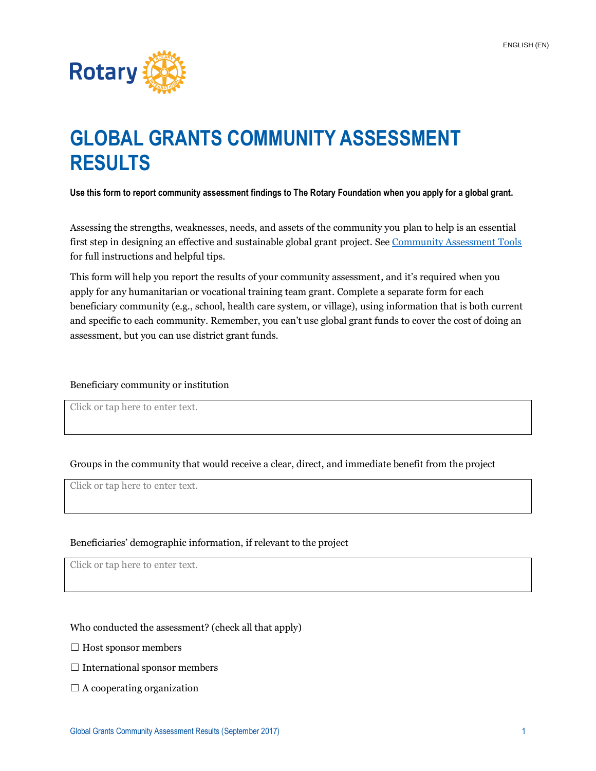ENGLISH (EN)

Rotary

# GLOBAL GRANTS COMMUNITY ASSESSMENT RESULTS

**Use this form to report community assessment findings to The Rotary Foundation when you apply for a global grant.**

Assessing the strengths, weaknesses, needs, and assets of the community you plan to help is an essential first step in designing an effective and sustainable global grant project. See [Community Assessment Tools] for full instructions and helpful tips.

This form will help you report the results of your community assessment, and it's required when you apply for any humanitarian or vocational training team grant. Complete a separate form for each beneficiary community (e.g., school, health care system, or village), using information that is both current and specific to each community. Remember, you can't use global grant funds to cover the cost of doing an assessment, but you can use district grant funds.

Beneficiary community or institution

Click or tap here to enter text.

Groups in the community that would receive a clear, direct, and immediate benefit from the project

Click or tap here to enter text.

Beneficiaries' demographic information, if relevant to the project

Click or tap here to enter text.

Who conducted the assessment? (check all that apply)

☐ Host sponsor members

☐ International sponsor members

☐ A cooperating organization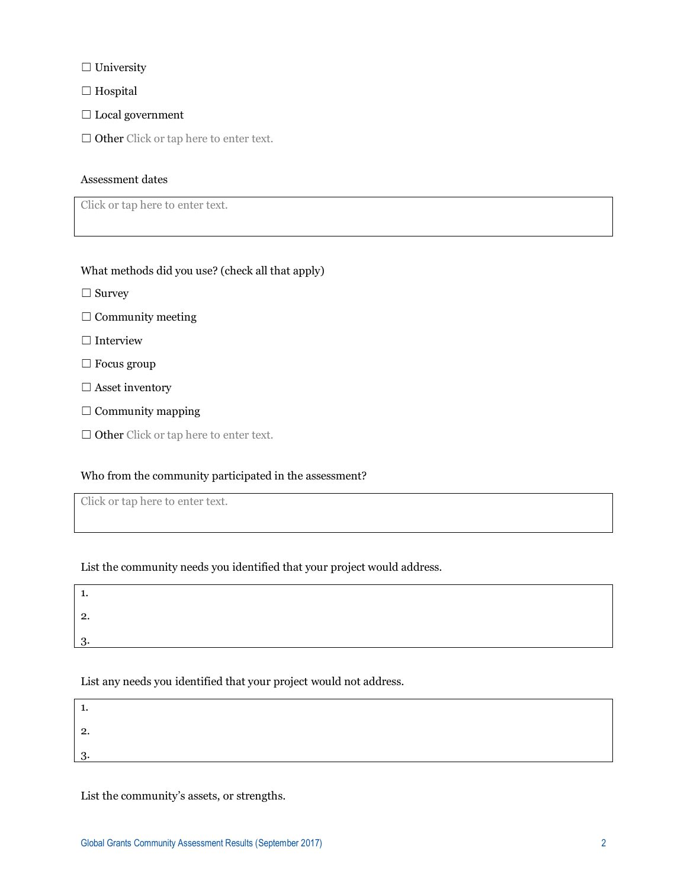☐ University

☐ Hospital

☐ Local government

☐ Other Click or tap here to enter text.

Assessment dates

| Click or tap here to enter text. |
|---|

What methods did you use? (check all that apply)

☐ Survey

☐ Community meeting

☐ Interview

☐ Focus group

☐ Asset inventory

☐ Community mapping

☐ Other Click or tap here to enter text.

Who from the community participated in the assessment?

| Click or tap here to enter text. |
|---|

List the community needs you identified that your project would address.

1.
2.
3.

List any needs you identified that your project would not address.

1.
2.
3.

List the community's assets, or strengths.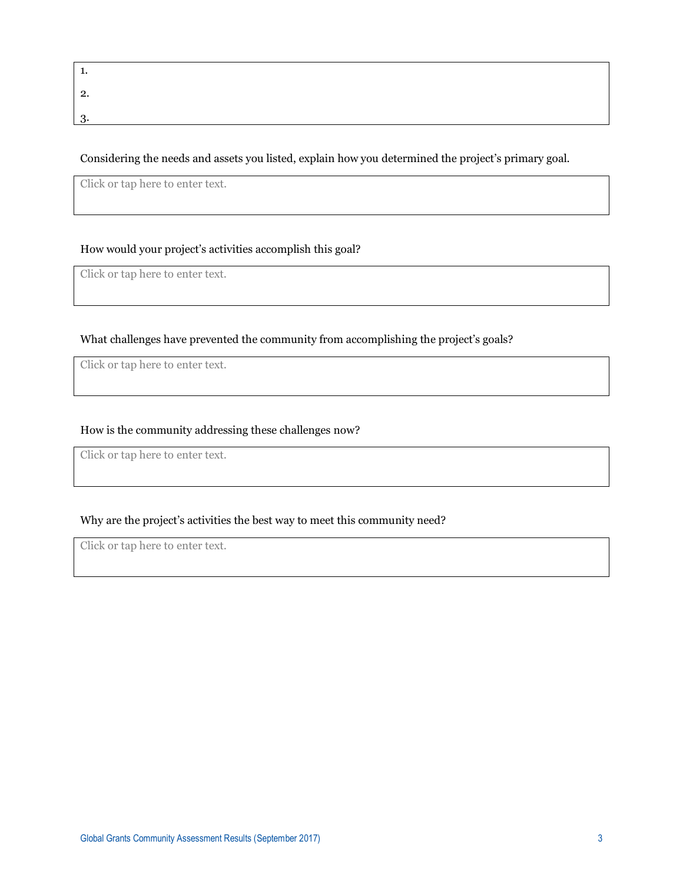1.

2.

3.

Considering the needs and assets you listed, explain how you determined the project's primary goal.

Click or tap here to enter text.

How would your project's activities accomplish this goal?

Click or tap here to enter text.

What challenges have prevented the community from accomplishing the project's goals?

Click or tap here to enter text.

How is the community addressing these challenges now?

Click or tap here to enter text.

Why are the project's activities the best way to meet this community need?

Click or tap here to enter text.